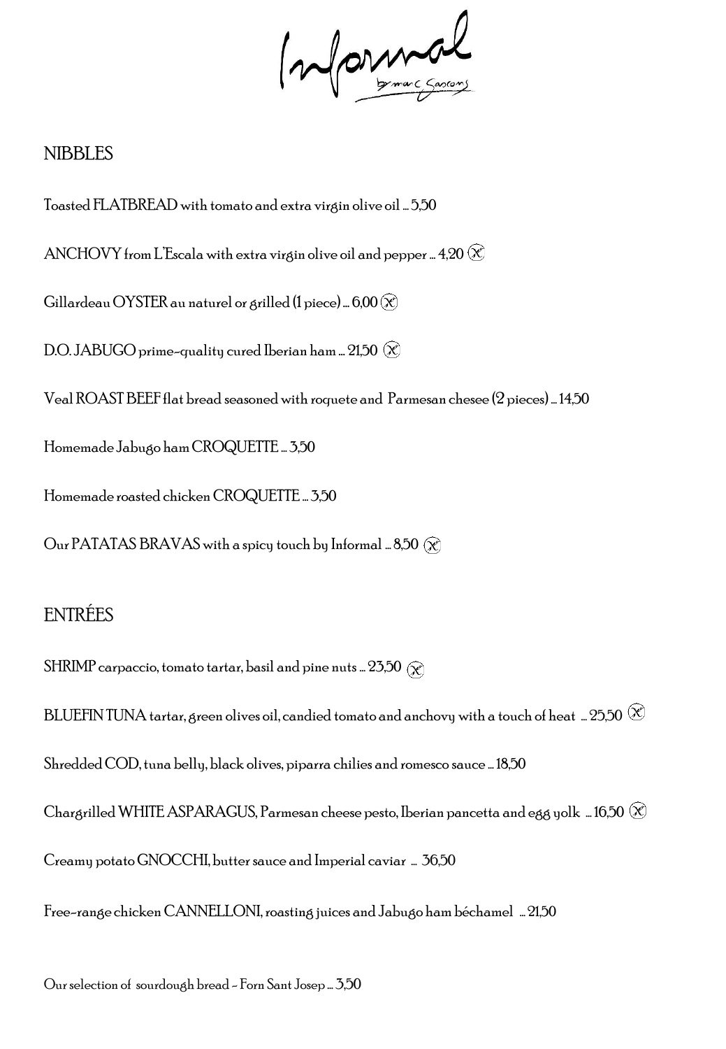# Informal
by marc Gascons

## NIBBLES

Toasted FLATBREAD with tomato and extra virgin olive oil ... 5,50

ANCHOVY from L'Escala with extra virgin olive oil and pepper ... 4,20

Gillardeau OYSTER au naturel or grilled (1 piece) ... 6,00

D.O. JABUGO prime-quality cured Iberian ham ... 21,50

Veal ROAST BEEF flat bread seasoned with roquete and Parmesan chesee (2 pieces) ... 14,50

Homemade Jabugo ham CROQUETTE ... 3,50

Homemade roasted chicken CROQUETTE ... 3,50

Our PATATAS BRAVAS with a spicy touch by Informal ... 8,50

## ENTRÉES

SHRIMP carpaccio, tomato tartar, basil and pine nuts ... 23,50

BLUEFIN TUNA tartar, green olives oil, candied tomato and anchovy with a touch of heat ... 25,50

Shredded COD, tuna belly, black olives, piparra chilies and romesco sauce ... 18,50

Chargrilled WHITE ASPARAGUS, Parmesan cheese pesto, Iberian pancetta and egg yolk ... 16,50

Creamy potato GNOCCHI, butter sauce and Imperial caviar ... 36,50

Free-range chicken CANNELLONI, roasting juices and Jabugo ham béchamel ... 21,50

Our selection of sourdough bread - Forn Sant Josep ... 3,50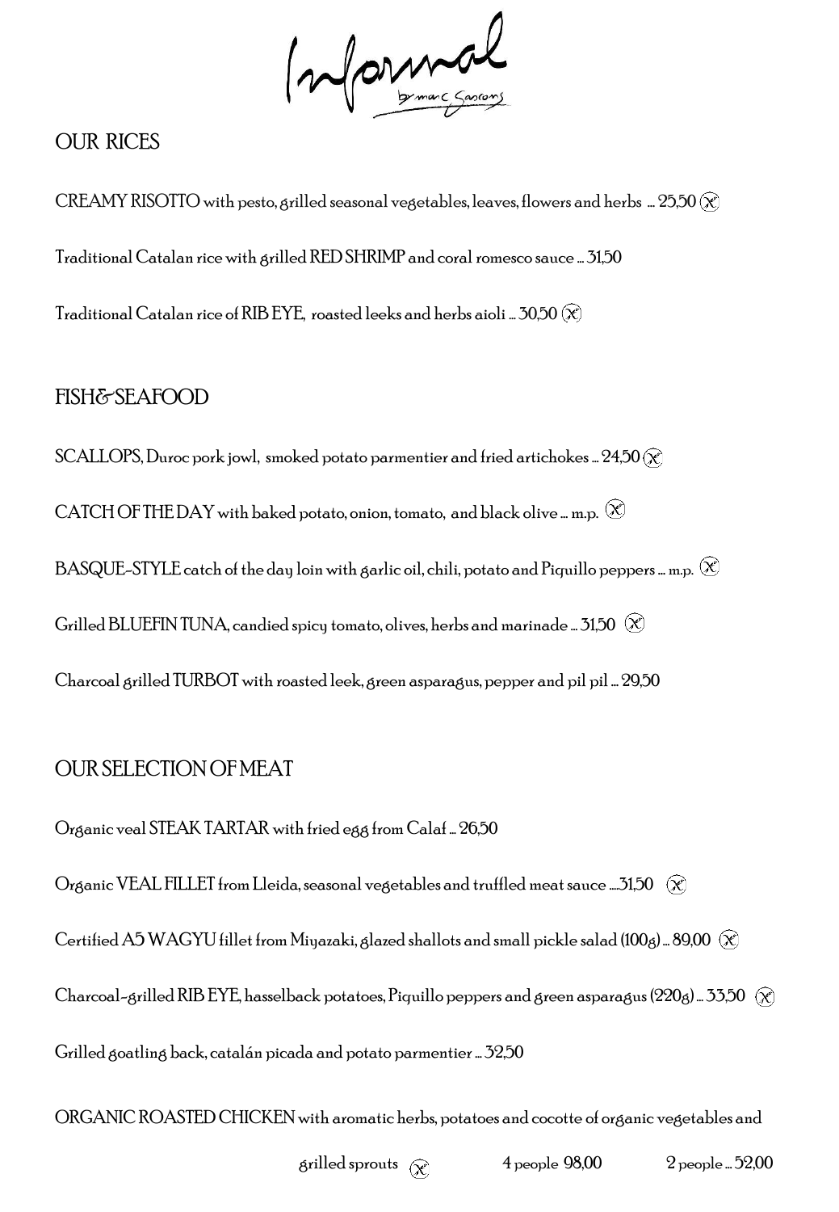# Informal

by marc Gascons

## OUR RICES

CREAMY RISOTTO with pesto, grilled seasonal vegetables, leaves, flowers and herbs ... 25,50

Traditional Catalan rice with grilled RED SHRIMP and coral romesco sauce ... 31,50

Traditional Catalan rice of RIB EYE, roasted leeks and herbs aioli ... 30,50

## FISH&SEAFOOD

SCALLOPS, Duroc pork jowl, smoked potato parmentier and fried artichokes ... 24,50

CATCH OF THE DAY with baked potato, onion, tomato, and black olive ... m.p.

BASQUE-STYLE catch of the day loin with garlic oil, chili, potato and Piquillo peppers ... m.p.

Grilled BLUEFIN TUNA, candied spicy tomato, olives, herbs and marinade ... 31,50

Charcoal grilled TURBOT with roasted leek, green asparagus, pepper and pil pil ... 29,50

## OUR SELECTION OF MEAT

Organic veal STEAK TARTAR with fried egg from Calaf ... 26,50

Organic VEAL FILLET from Lleida, seasonal vegetables and truffled meat sauce ....31,50

Certified A5 WAGYU fillet from Miyazaki, glazed shallots and small pickle salad (100g) ... 89,00

Charcoal-grilled RIB EYE, hasselback potatoes, Piquillo peppers and green asparagus (220g) ... 33,50

Grilled goatling back, catalán picada and potato parmentier ... 32,50

ORGANIC ROASTED CHICKEN with aromatic herbs, potatoes and cocotte of organic vegetables and grilled sprouts 4 people 98,00 2 people ... 52,00